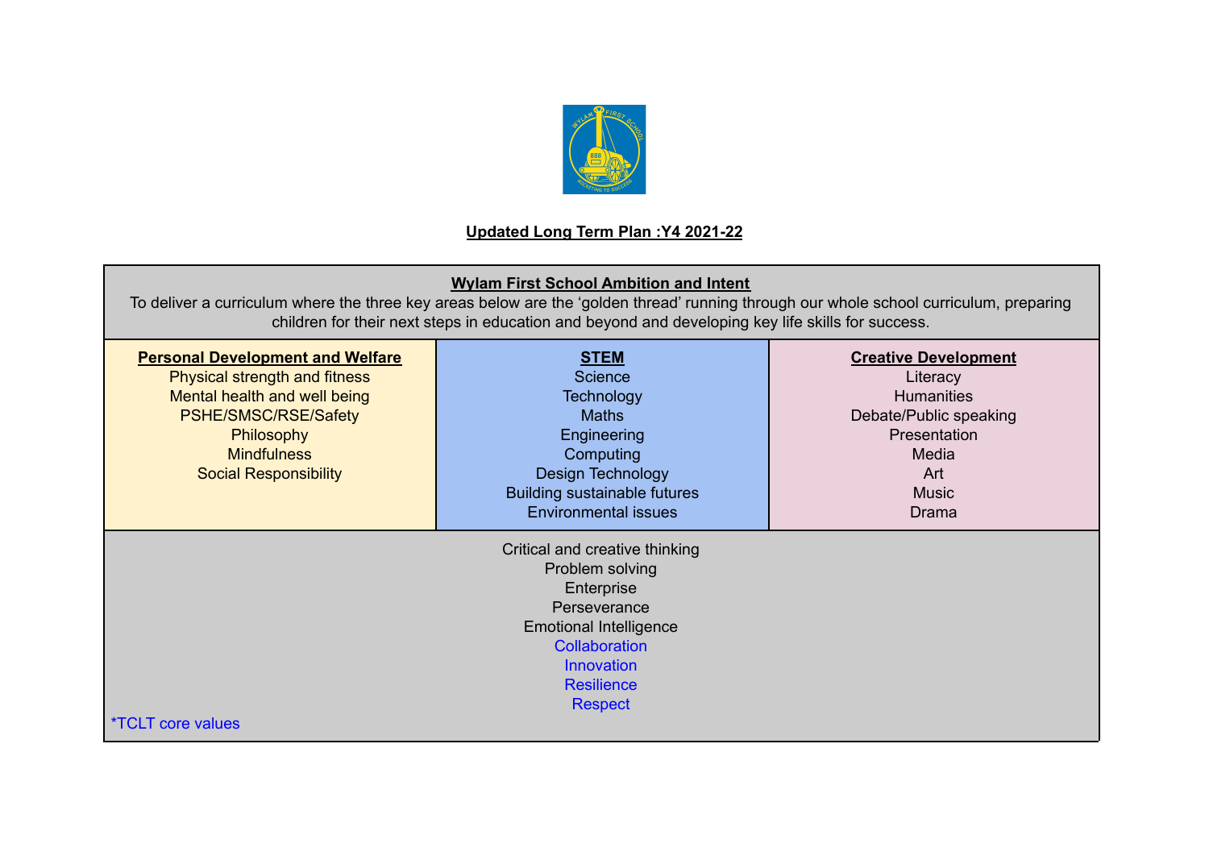# Updated Long Term Plan :Y4 2021-22

| **Wylam First School Ambition and Intent**<br>To deliver a curriculum where the three key areas below are the 'golden thread' running through our whole school curriculum, preparing children for their next steps in education and beyond and developing key life skills for success. | | |
|---|---|---|
| **Personal Development and Welfare**<br>Physical strength and fitness<br>Mental health and well being<br>PSHE/SMSC/RSE/Safety<br>Philosophy<br>Mindfulness<br>Social Responsibility | **STEM**<br>Science<br>Technology<br>Maths<br>Engineering<br>Computing<br>Design Technology<br>Building sustainable futures<br>Environmental issues | **Creative Development**<br>Literacy<br>Humanities<br>Debate/Public speaking<br>Presentation<br>Media<br>Art<br>Music<br>Drama |
| Critical and creative thinking<br>Problem solving<br>Enterprise<br>Perseverance<br>Emotional Intelligence<br>Collaboration<br>Innovation<br>Resilience<br>Respect<br>*TCLT core values | | |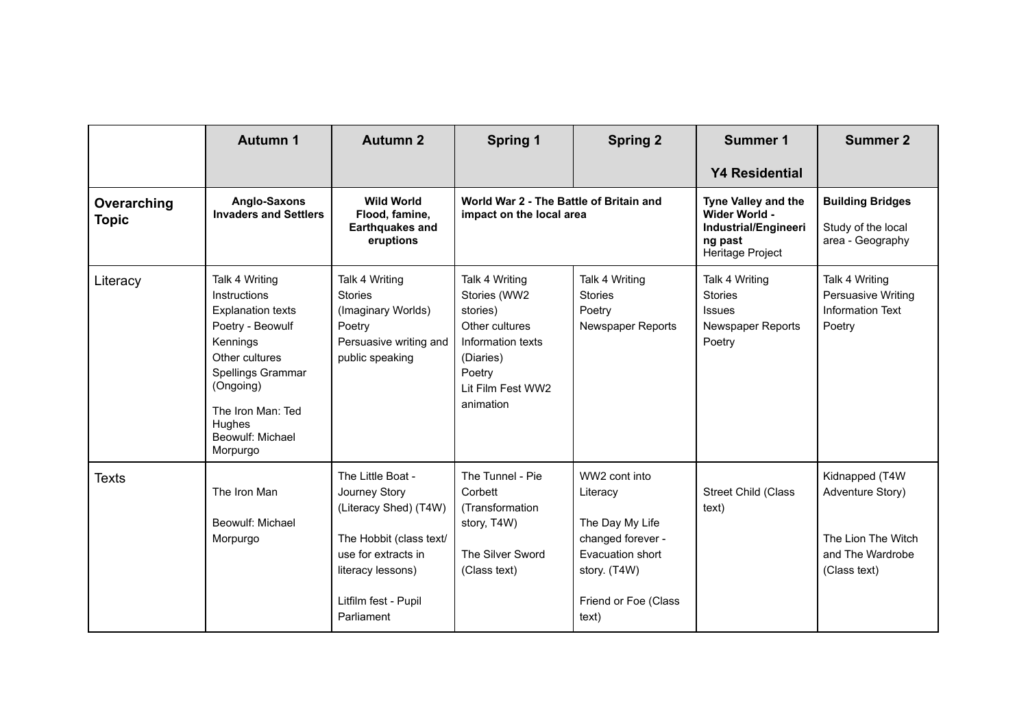| | **Autumn 1** | **Autumn 2** | **Spring 1** | **Spring 2** | **Summer 1**<br><br>**Y4 Residential** | **Summer 2** |
|---|---|---|---|---|---|---|
| **Overarching Topic** | **Anglo-Saxons Invaders and Settlers** | **Wild World Flood, famine, Earthquakes and eruptions** | **World War 2 - The Battle of Britain and impact on the local area** | | **Tyne Valley and the Wider World - Industrial/Engineering past** Heritage Project | **Building Bridges**<br><br>Study of the local area - Geography |
| Literacy | Talk 4 Writing<br>Instructions<br>Explanation texts<br>Poetry - Beowulf<br>Kennings<br>Other cultures<br>Spellings Grammar (Ongoing)<br><br>The Iron Man: Ted Hughes<br>Beowulf: Michael Morpurgo | Talk 4 Writing<br>Stories<br>(Imaginary Worlds)<br>Poetry<br>Persuasive writing and public speaking | Talk 4 Writing<br>Stories (WW2 stories)<br>Other cultures<br>Information texts<br>(Diaries)<br>Poetry<br>Lit Film Fest WW2 animation | Talk 4 Writing<br>Stories<br>Poetry<br>Newspaper Reports | Talk 4 Writing<br>Stories<br>Issues<br>Newspaper Reports<br>Poetry | Talk 4 Writing<br>Persuasive Writing<br>Information Text<br>Poetry |
| Texts | The Iron Man<br><br>Beowulf: Michael Morpurgo | The Little Boat - Journey Story (Literacy Shed) (T4W)<br><br>The Hobbit (class text/ use for extracts in literacy lessons)<br><br>Litfilm fest - Pupil Parliament | The Tunnel - Pie Corbett (Transformation story, T4W)<br><br>The Silver Sword (Class text) | WW2 cont into Literacy<br><br>The Day My Life changed forever - Evacuation short story. (T4W)<br><br>Friend or Foe (Class text) | Street Child (Class text) | Kidnapped (T4W Adventure Story)<br><br>The Lion The Witch and The Wardrobe (Class text) |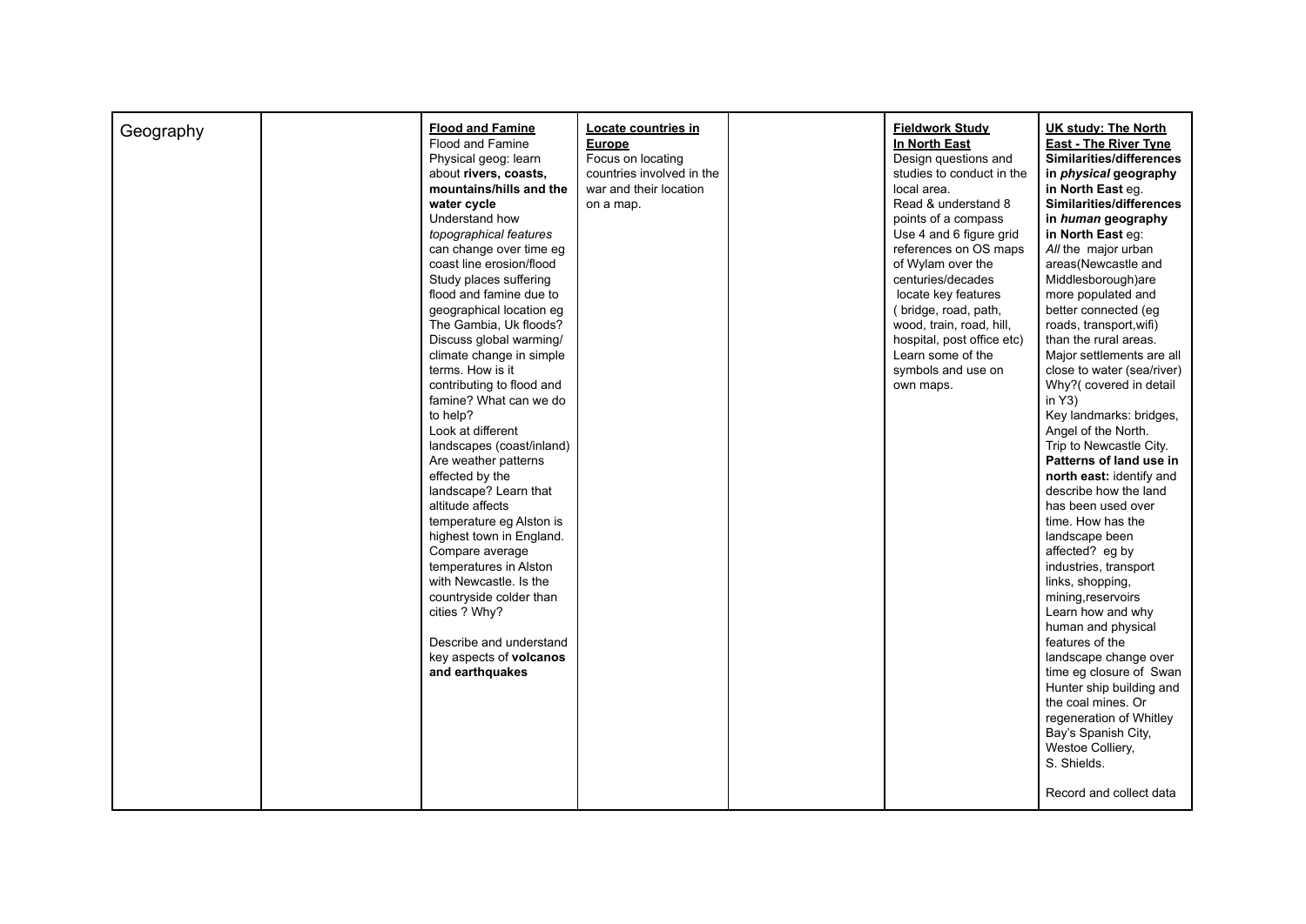| Geography | | **Flood and Famine**<br>Flood and Famine<br>Physical geog: learn about **rivers, coasts, mountains/hills and the water cycle**<br>Understand how *topographical features* can change over time eg coast line erosion/flood<br>Study places suffering flood and famine due to geographical location eg The Gambia, Uk floods?<br>Discuss global warming/ climate change in simple terms. How is it contributing to flood and famine? What can we do to help?<br>Look at different landscapes (coast/inland)<br>Are weather patterns effected by the landscape? Learn that altitude affects temperature eg Alston is highest town in England. Compare average temperatures in Alston with Newcastle. Is the countryside colder than cities ? Why?<br><br>Describe and understand key aspects of **volcanos and earthquakes** | **Locate countries in Europe**<br>Focus on locating countries involved in the war and their location on a map. | | **Fieldwork Study In North East**<br>Design questions and studies to conduct in the local area.<br>Read & understand 8 points of a compass<br>Use 4 and 6 figure grid references on OS maps of Wylam over the centuries/decades<br>locate key features ( bridge, road, path, wood, train, road, hill, hospital, post office etc)<br>Learn some of the symbols and use on own maps. | **UK study: The North East - The River Tyne**<br>**Similarities/differences in *physical* geography in North East** eg.<br>**Similarities/differences in *human* geography in North East** eg:<br>*All* the major urban areas(Newcastle and Middlesborough)are more populated and better connected (eg roads, transport,wifi) than the rural areas.<br>Major settlements are all close to water (sea/river) Why?( covered in detail in Y3)<br>Key landmarks: bridges, Angel of the North.<br>Trip to Newcastle City.<br>**Patterns of land use in north east:** identify and describe how the land has been used over time. How has the landscape been affected? eg by industries, transport links, shopping, mining,reservoirs<br>Learn how and why human and physical features of the landscape change over time eg closure of Swan Hunter ship building and the coal mines. Or regeneration of Whitley Bay's Spanish City, Westoe Colliery, S. Shields.<br><br>Record and collect data |
|---|---|---|---|---|---|---|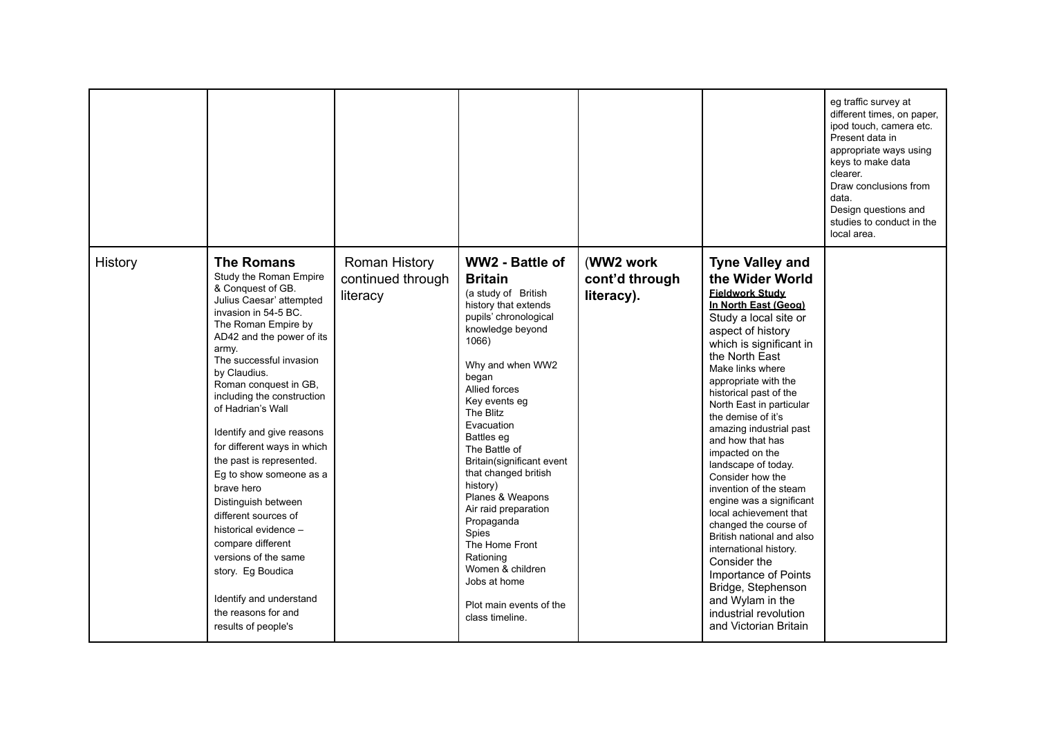| | | | | | | |
|---|---|---|---|---|---|---|
| | | | | | | eg traffic survey at different times, on paper, ipod touch, camera etc.<br>Present data in appropriate ways using keys to make data clearer.<br>Draw conclusions from data.<br>Design questions and studies to conduct in the local area. |
| History | **The Romans**<br>Study the Roman Empire & Conquest of GB.<br>Julius Caesar' attempted invasion in 54-5 BC.<br>The Roman Empire by AD42 and the power of its army.<br>The successful invasion by Claudius.<br>Roman conquest in GB, including the construction of Hadrian's Wall<br><br>Identify and give reasons for different ways in which the past is represented. Eg to show someone as a brave hero<br>Distinguish between different sources of historical evidence – compare different versions of the same story. Eg Boudica<br><br>Identify and understand the reasons for and results of people's | Roman History continued through literacy | **WW2 - Battle of Britain**<br>(a study of British history that extends pupils' chronological knowledge beyond 1066)<br><br>Why and when WW2 began<br>Allied forces<br>Key events eg<br>The Blitz<br>Evacuation<br>Battles eg<br>The Battle of Britain(significant event that changed british history)<br>Planes & Weapons<br>Air raid preparation<br>Propaganda<br>Spies<br>The Home Front<br>Rationing<br>Women & children<br>Jobs at home<br><br>Plot main events of the class timeline. | (**WW2 work cont'd through literacy**). | **Tyne Valley and the Wider World**<br>**Fieldwork Study In North East (Geog)**<br>Study a local site or aspect of history which is significant in the North East<br>Make links where appropriate with the historical past of the North East in particular the demise of it's amazing industrial past and how that has impacted on the landscape of today.<br>Consider how the invention of the steam engine was a significant local achievement that changed the course of British national and also international history.<br>Consider the Importance of Points Bridge, Stephenson and Wylam in the industrial revolution and Victorian Britain | |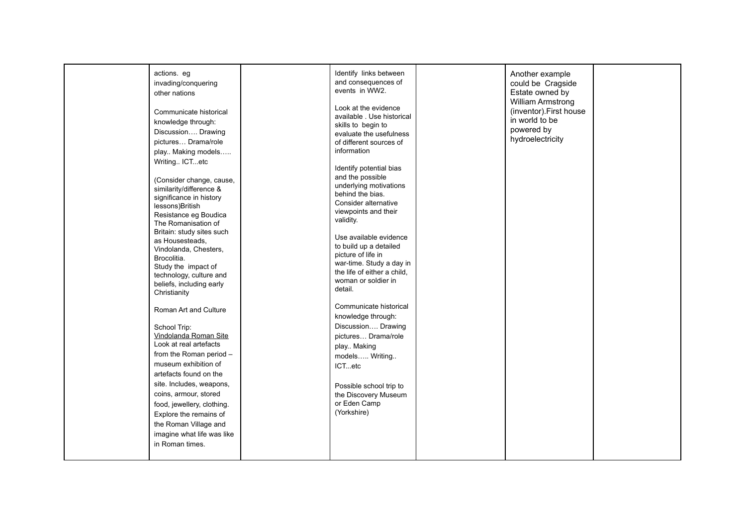| | | | | | | |
|---|---|---|---|---|---|---|
| | actions. eg invading/conquering other nations<br><br>Communicate historical knowledge through: Discussion…. Drawing pictures… Drama/role play.. Making models….. Writing.. ICT...etc<br><br>(Consider change, cause, similarity/difference & significance in history lessons)British Resistance eg Boudica The Romanisation of Britain: study sites such as Housesteads, Vindolanda, Chesters, Brocolitia.<br>Study the impact of technology, culture and beliefs, including early Christianity<br><br>Roman Art and Culture<br><br>School Trip:<br>Vindolanda Roman Site<br>Look at real artefacts from the Roman period – museum exhibition of artefacts found on the site. Includes, weapons, coins, armour, stored food, jewellery, clothing. Explore the remains of the Roman Village and imagine what life was like in Roman times. | | Identify links between and consequences of events in WW2.<br><br>Look at the evidence available . Use historical skills to begin to evaluate the usefulness of different sources of information<br><br>Identify potential bias and the possible underlying motivations behind the bias. Consider alternative viewpoints and their validity.<br><br>Use available evidence to build up a detailed picture of life in war-time. Study a day in the life of either a child, woman or soldier in detail.<br><br>Communicate historical knowledge through: Discussion…. Drawing pictures… Drama/role play.. Making models….. Writing.. ICT...etc<br><br>Possible school trip to the Discovery Museum or Eden Camp (Yorkshire) | | Another example could be Cragside Estate owned by William Armstrong (inventor).First house in world to be powered by hydroelectricity | |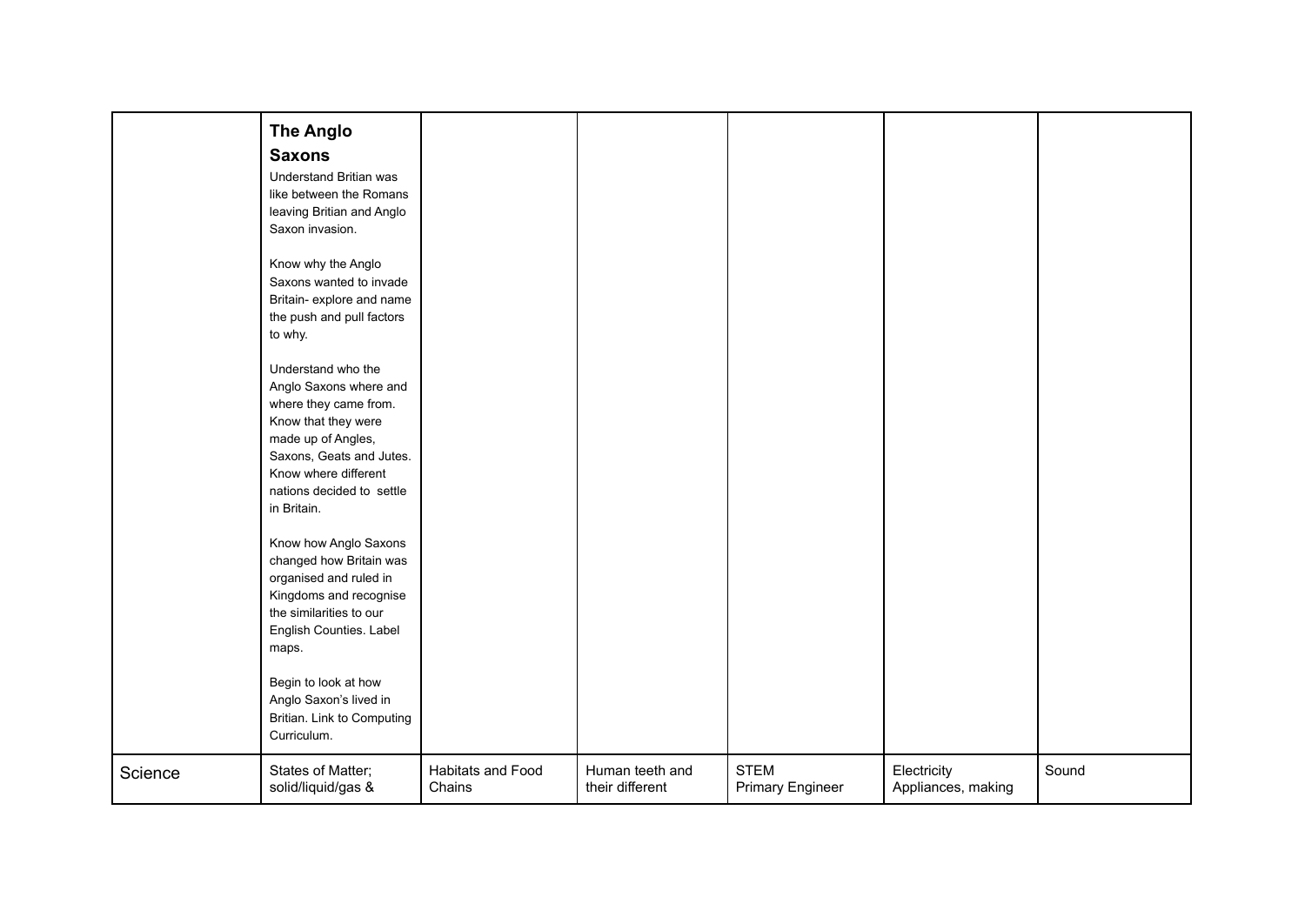| | | | | | | |
|---|---|---|---|---|---|---|
| | **The Anglo Saxons**<br>Understand Britian was like between the Romans leaving Britian and Anglo Saxon invasion.<br><br>Know why the Anglo Saxons wanted to invade Britain- explore and name the push and pull factors to why.<br><br>Understand who the Anglo Saxons where and where they came from. Know that they were made up of Angles, Saxons, Geats and Jutes. Know where different nations decided to settle in Britain.<br><br>Know how Anglo Saxons changed how Britain was organised and ruled in Kingdoms and recognise the similarities to our English Counties. Label maps.<br><br>Begin to look at how Anglo Saxon's lived in Britian. Link to Computing Curriculum. | | | | | |
| Science | States of Matter; solid/liquid/gas & | Habitats and Food Chains | Human teeth and their different | STEM Primary Engineer | Electricity Appliances, making | Sound |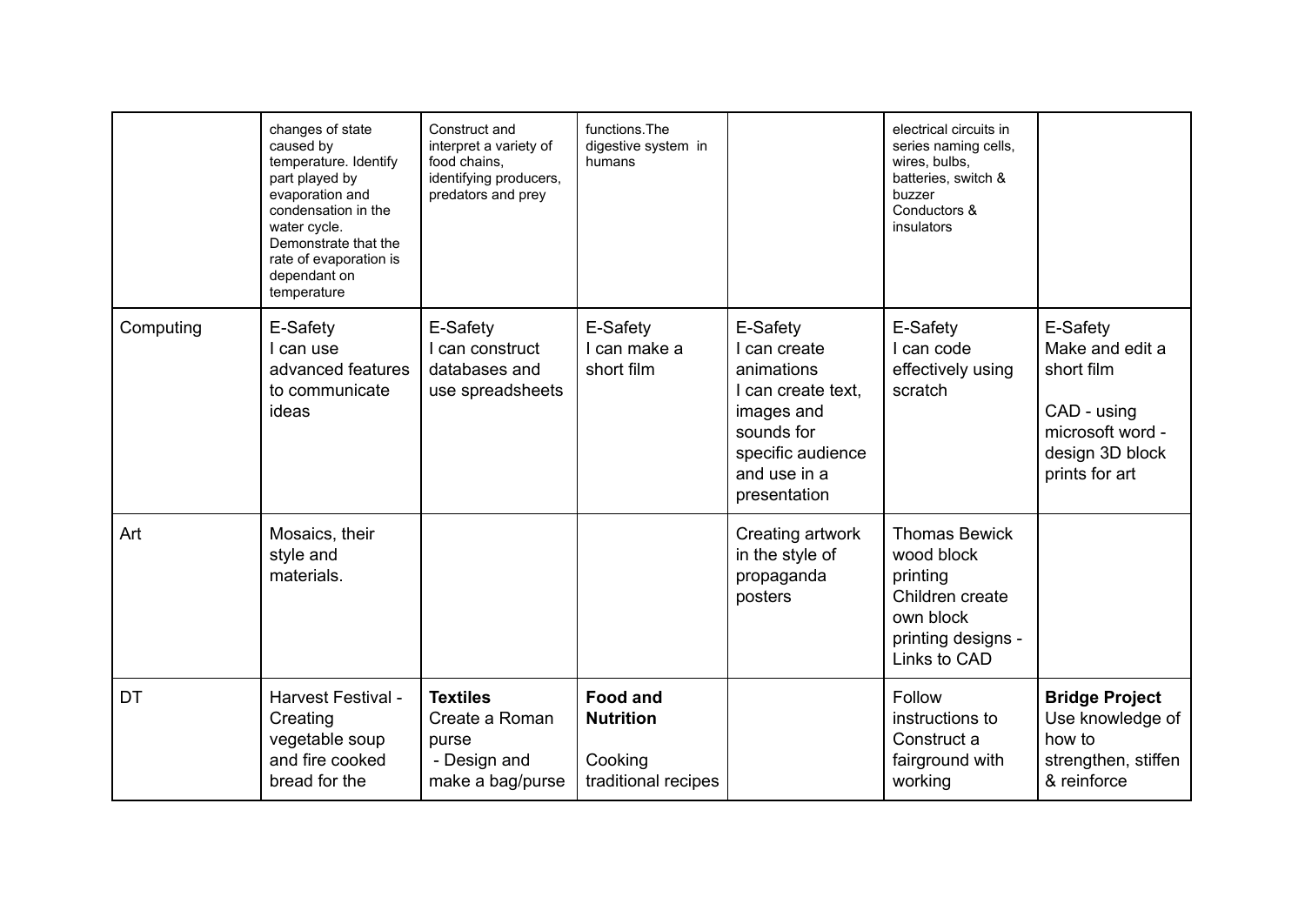| | | | | | | |
|---|---|---|---|---|---|---|
| | changes of state caused by temperature. Identify part played by evaporation and condensation in the water cycle. Demonstrate that the rate of evaporation is dependant on temperature | Construct and interpret a variety of food chains, identifying producers, predators and prey | functions.The digestive system in humans | | electrical circuits in series naming cells, wires, bulbs, batteries, switch & buzzer<br>Conductors & insulators | |
| Computing | E-Safety<br>I can use advanced features to communicate ideas | E-Safety<br>I can construct databases and use spreadsheets | E-Safety<br>I can make a short film | E-Safety<br>I can create animations<br>I can create text, images and sounds for specific audience and use in a presentation | E-Safety<br>I can code effectively using scratch | E-Safety<br>Make and edit a short film<br><br>CAD - using microsoft word - design 3D block prints for art |
| Art | Mosaics, their style and materials. | | | Creating artwork in the style of propaganda posters | Thomas Bewick wood block printing<br>Children create own block printing designs - Links to CAD | |
| DT | Harvest Festival - Creating vegetable soup and fire cooked bread for the | **Textiles**<br>Create a Roman purse<br>- Design and make a bag/purse | **Food and Nutrition**<br><br>Cooking traditional recipes | | Follow instructions to Construct a fairground with working | **Bridge Project**<br>Use knowledge of how to strengthen, stiffen & reinforce |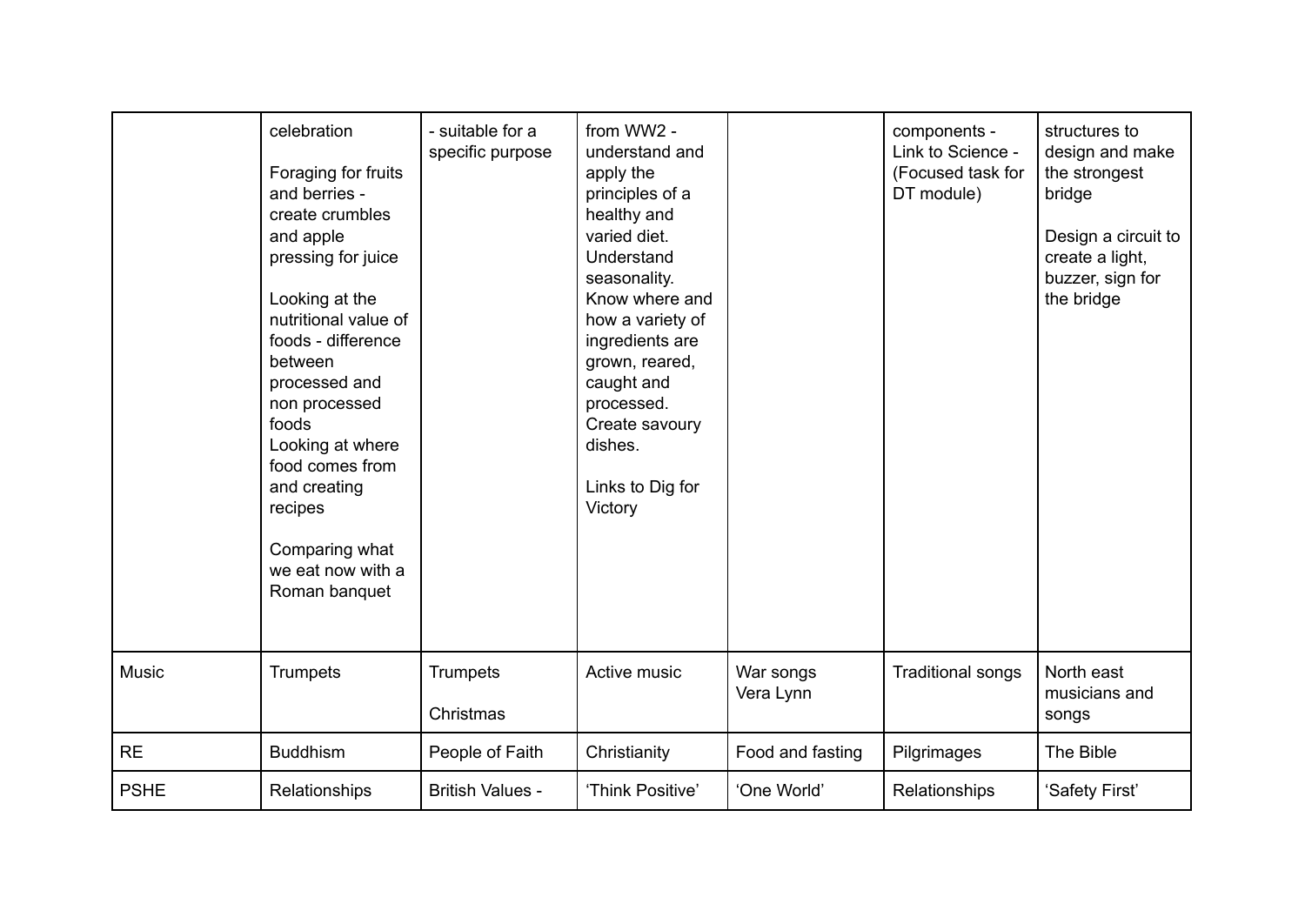| | | | | | | |
|---|---|---|---|---|---|---|
| | celebration<br><br>Foraging for fruits and berries - create crumbles and apple pressing for juice<br><br>Looking at the nutritional value of foods - difference between processed and non processed foods<br>Looking at where food comes from and creating recipes<br><br>Comparing what we eat now with a Roman banquet | - suitable for a specific purpose | from WW2 - understand and apply the principles of a healthy and varied diet. Understand seasonality. Know where and how a variety of ingredients are grown, reared, caught and processed. Create savoury dishes.<br><br>Links to Dig for Victory | | components - Link to Science - (Focused task for DT module) | structures to design and make the strongest bridge<br><br>Design a circuit to create a light, buzzer, sign for the bridge |
| Music | Trumpets | Trumpets<br><br>Christmas | Active music | War songs<br>Vera Lynn | Traditional songs | North east musicians and songs |
| RE | Buddhism | People of Faith | Christianity | Food and fasting | Pilgrimages | The Bible |
| PSHE | Relationships | British Values - | 'Think Positive' | 'One World' | Relationships | 'Safety First' |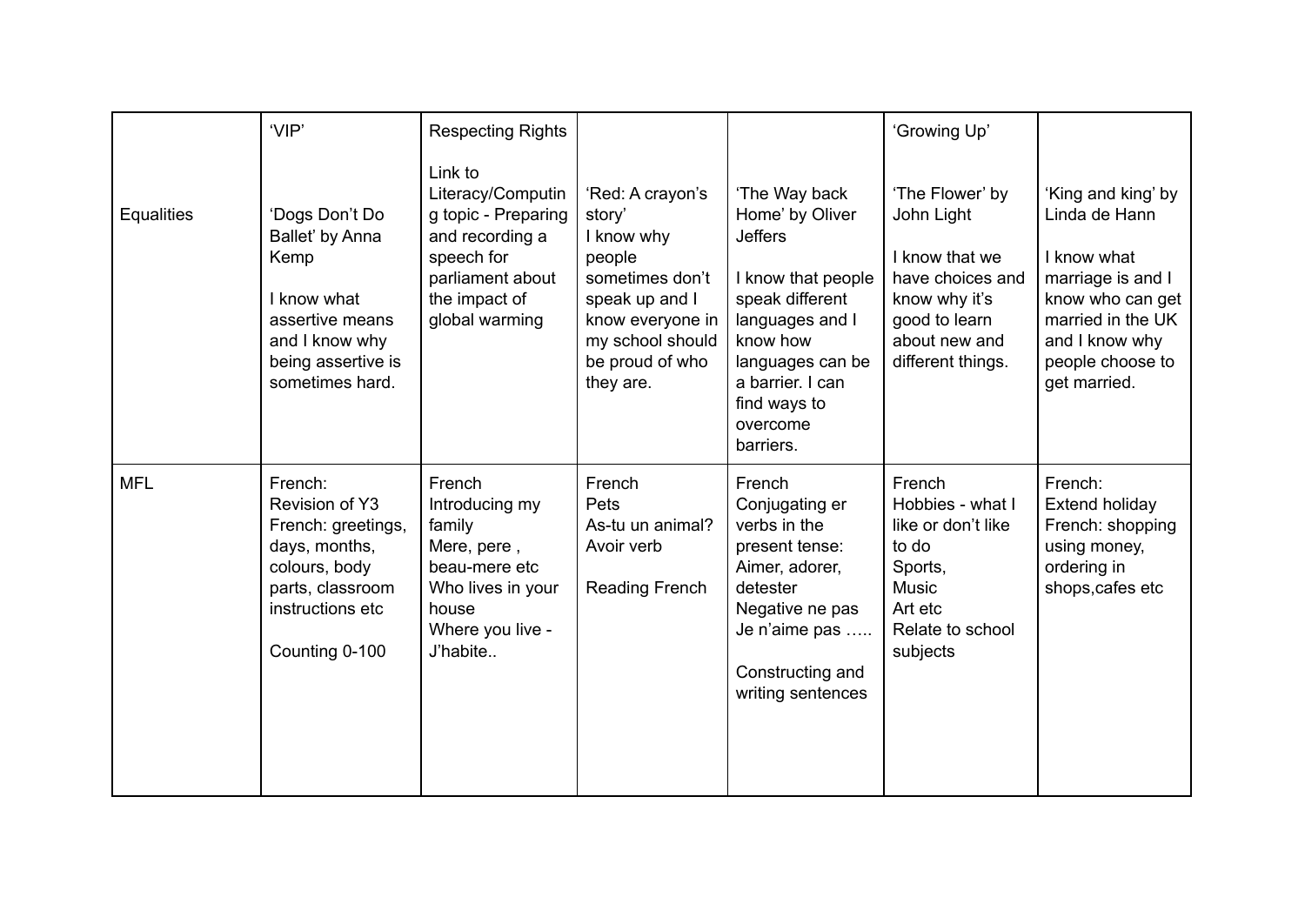| | | | | | | |
|---|---|---|---|---|---|---|
| Equalities | 'VIP'<br><br>'Dogs Don't Do Ballet' by Anna Kemp<br><br>I know what assertive means and I know why being assertive is sometimes hard. | Respecting Rights<br><br>Link to Literacy/Computing topic - Preparing and recording a speech for parliament about the impact of global warming | 'Red: A crayon's story'<br>I know why people sometimes don't speak up and I know everyone in my school should be proud of who they are. | 'The Way back Home' by Oliver Jeffers<br><br>I know that people speak different languages and I know how languages can be a barrier. I can find ways to overcome barriers. | 'Growing Up'<br><br>'The Flower' by John Light<br><br>I know that we have choices and know why it's good to learn about new and different things. | 'King and king' by Linda de Hann<br><br>I know what marriage is and I know who can get married in the UK and I know why people choose to get married. |
| MFL | French:<br>Revision of Y3 French: greetings, days, months, colours, body parts, classroom instructions etc<br><br>Counting 0-100 | French<br>Introducing my family<br>Mere, pere , beau-mere etc<br>Who lives in your house<br>Where you live - J'habite.. | French<br>Pets<br>As-tu un animal?<br>Avoir verb<br><br>Reading French | French<br>Conjugating er verbs in the present tense:<br>Aimer, adorer, detester<br>Negative ne pas<br>Je n'aime pas …..<br><br>Constructing and writing sentences | French<br>Hobbies - what I like or don't like to do<br>Sports,<br>Music<br>Art etc<br>Relate to school subjects | French:<br>Extend holiday French: shopping using money, ordering in shops,cafes etc |